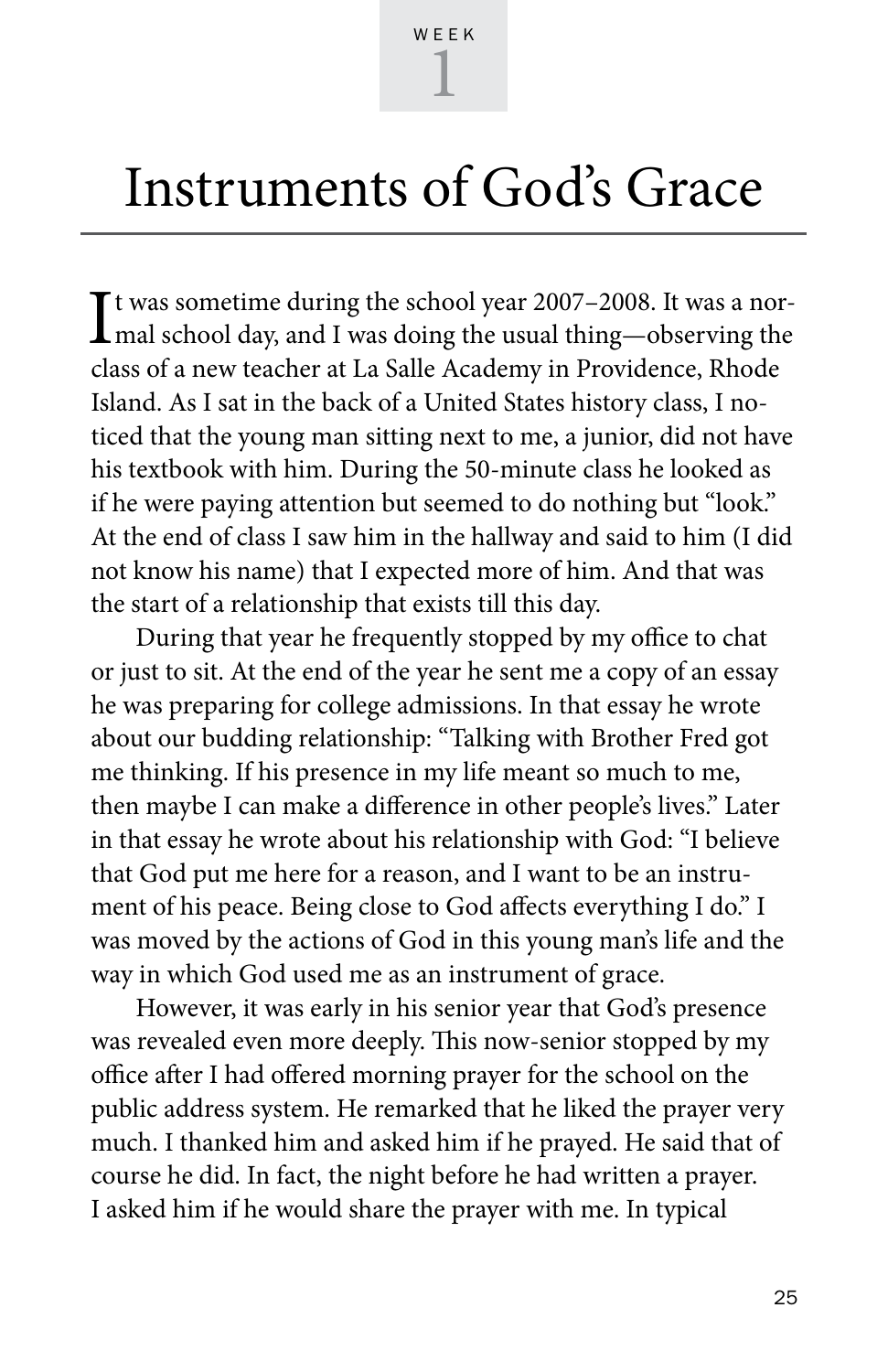WEEK 1

# Instruments of God's Grace

It was sometime during the school year 2007–2008. It was a normal school day, and I was doing the usual thing—observing the class of a new teacher at La Salle Academy in Providence, Rhode Island. As I sat in the back of a United States history class, I noticed that the young man sitting next to me, a junior, did not have his textbook with him. During the 50-minute class he looked as if he were paying attention but seemed to do nothing but "look." At the end of class I saw him in the hallway and said to him (I did not know his name) that I expected more of him. And that was the start of a relationship that exists till this day.

During that year he frequently stopped by my office to chat or just to sit. At the end of the year he sent me a copy of an essay he was preparing for college admissions. In that essay he wrote about our budding relationship: "Talking with Brother Fred got me thinking. If his presence in my life meant so much to me, then maybe I can make a difference in other people's lives." Later in that essay he wrote about his relationship with God: "I believe that God put me here for a reason, and I want to be an instrument of his peace. Being close to God affects everything I do." I was moved by the actions of God in this young man's life and the way in which God used me as an instrument of grace.

However, it was early in his senior year that God's presence was revealed even more deeply. This now-senior stopped by my office after I had offered morning prayer for the school on the public address system. He remarked that he liked the prayer very much. I thanked him and asked him if he prayed. He said that of course he did. In fact, the night before he had written a prayer. I asked him if he would share the prayer with me. In typical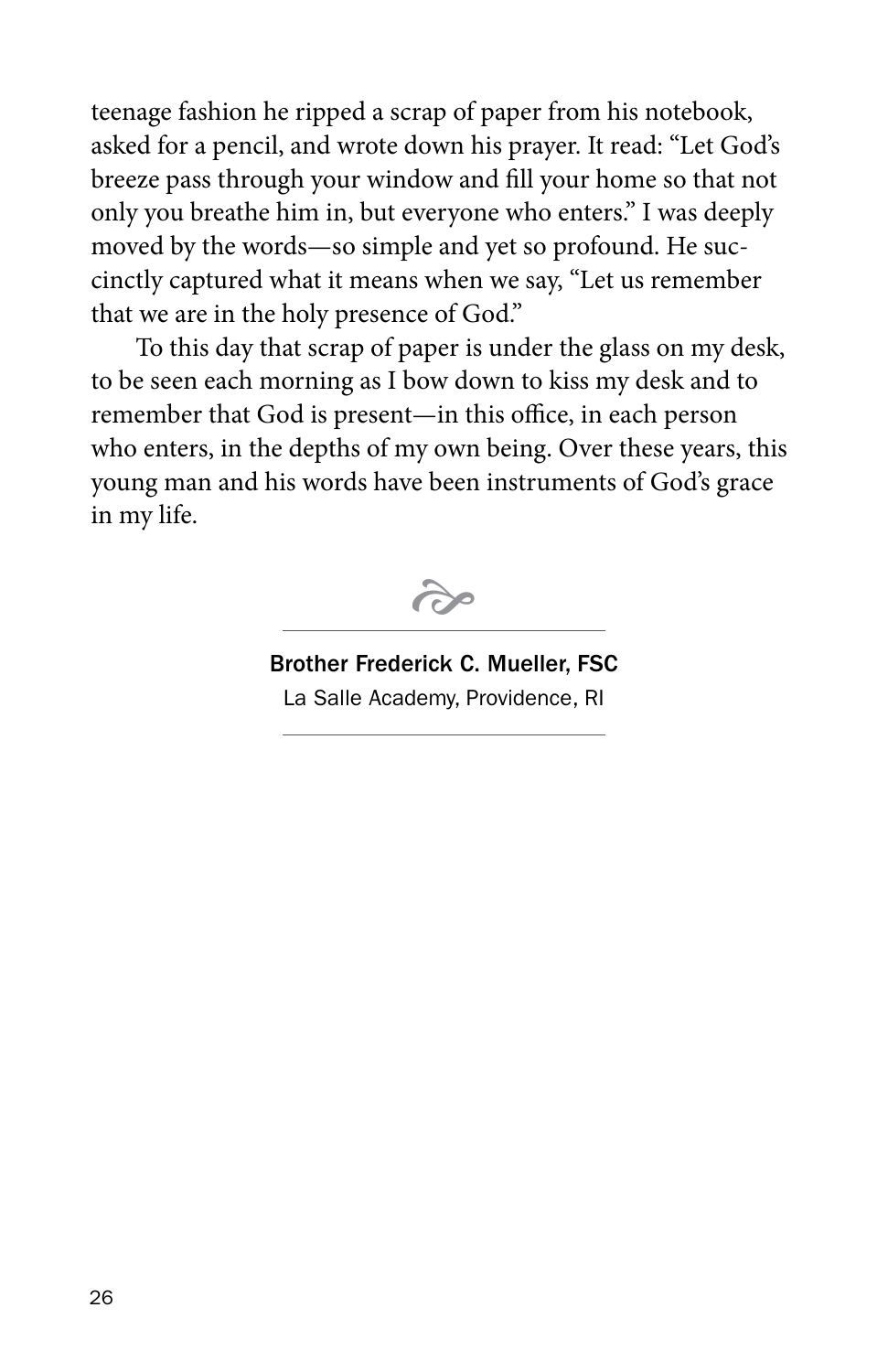teenage fashion he ripped a scrap of paper from his notebook, asked for a pencil, and wrote down his prayer. It read: "Let God's breeze pass through your window and fill your home so that not only you breathe him in, but everyone who enters." I was deeply moved by the words—so simple and yet so profound. He succinctly captured what it means when we say, "Let us remember that we are in the holy presence of God."

To this day that scrap of paper is under the glass on my desk, to be seen each morning as I bow down to kiss my desk and to remember that God is present—in this office, in each person who enters, in the depths of my own being. Over these years, this young man and his words have been instruments of God's grace in my life.

---

**Brother Frederick C. Mueller, FSC**
La Salle Academy, Providence, RI

---